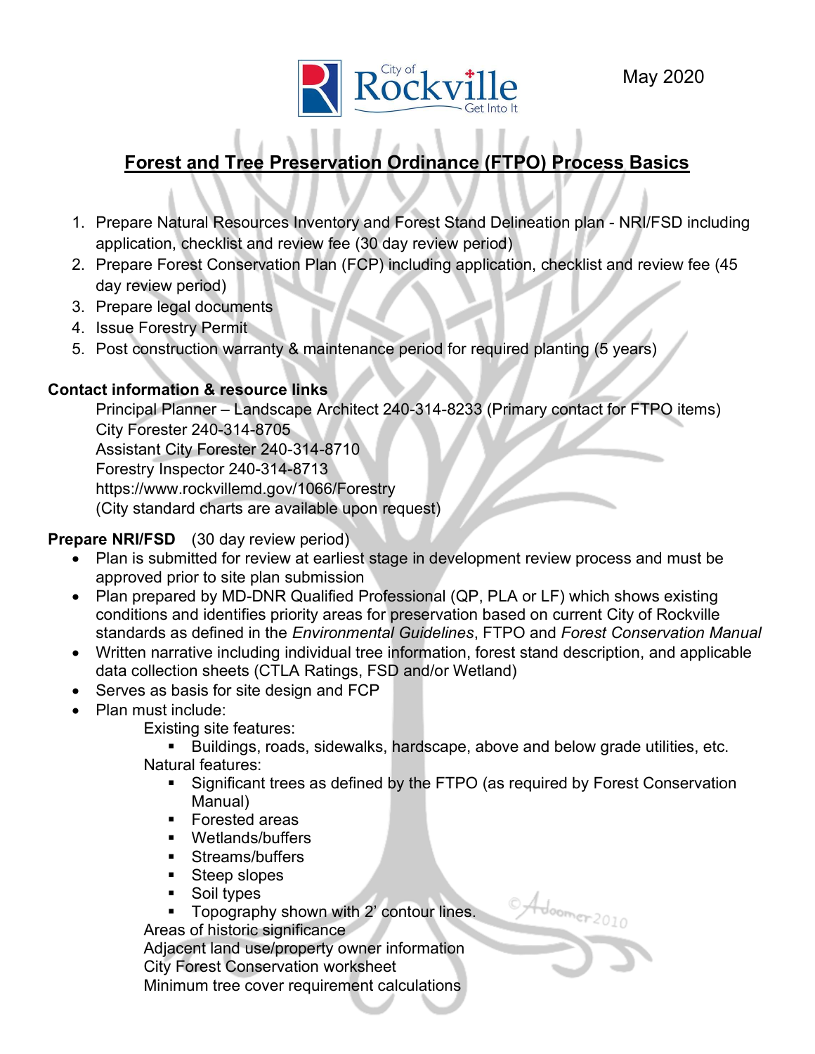May 2020

# Forest and Tree Preservation Ordinance (FTPO) Process Basics

1. Prepare Natural Resources Inventory and Forest Stand Delineation plan - NRI/FSD including application, checklist and review fee (30 day review period)
2. Prepare Forest Conservation Plan (FCP) including application, checklist and review fee (45 day review period)
3. Prepare legal documents
4. Issue Forestry Permit
5. Post construction warranty & maintenance period for required planting (5 years)

**Contact information & resource links**

Principal Planner – Landscape Architect 240-314-8233 (Primary contact for FTPO items)
City Forester 240-314-8705
Assistant City Forester 240-314-8710
Forestry Inspector 240-314-8713
https://www.rockvillemd.gov/1066/Forestry
(City standard charts are available upon request)

**Prepare NRI/FSD** (30 day review period)

- Plan is submitted for review at earliest stage in development review process and must be approved prior to site plan submission
- Plan prepared by MD-DNR Qualified Professional (QP, PLA or LF) which shows existing conditions and identifies priority areas for preservation based on current City of Rockville standards as defined in the *Environmental Guidelines*, FTPO and *Forest Conservation Manual*
- Written narrative including individual tree information, forest stand description, and applicable data collection sheets (CTLA Ratings, FSD and/or Wetland)
- Serves as basis for site design and FCP
- Plan must include:
  - Existing site features:
    - Buildings, roads, sidewalks, hardscape, above and below grade utilities, etc.
  - Natural features:
    - Significant trees as defined by the FTPO (as required by Forest Conservation Manual)
    - Forested areas
    - Wetlands/buffers
    - Streams/buffers
    - Steep slopes
    - Soil types
    - Topography shown with 2' contour lines.
  - Areas of historic significance
  - Adjacent land use/property owner information
  - City Forest Conservation worksheet
  - Minimum tree cover requirement calculations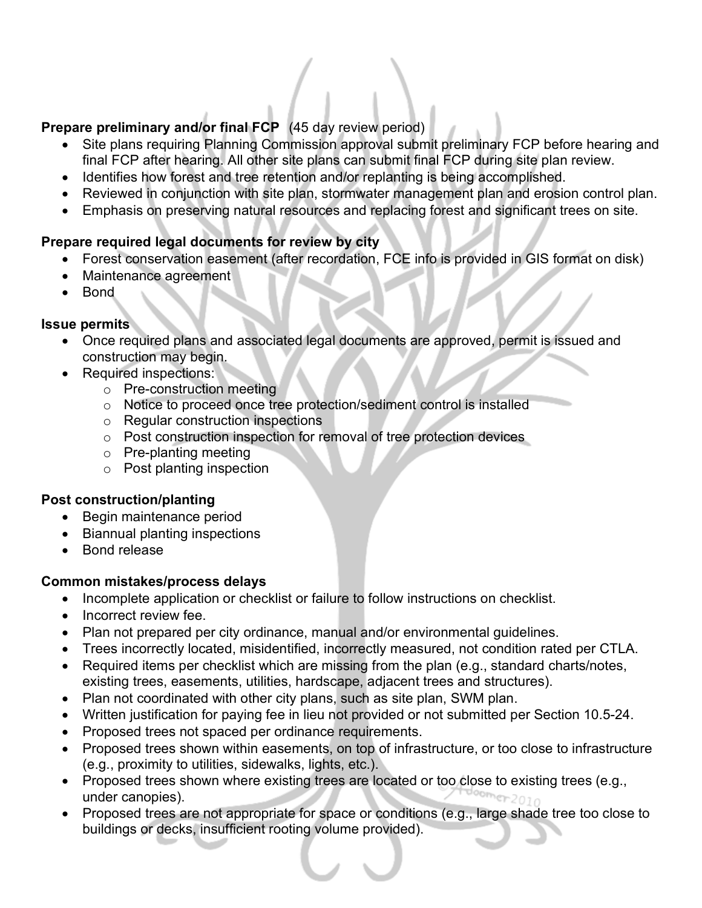**Prepare preliminary and/or final FCP** (45 day review period)

- Site plans requiring Planning Commission approval submit preliminary FCP before hearing and final FCP after hearing. All other site plans can submit final FCP during site plan review.
- Identifies how forest and tree retention and/or replanting is being accomplished.
- Reviewed in conjunction with site plan, stormwater management plan and erosion control plan.
- Emphasis on preserving natural resources and replacing forest and significant trees on site.

**Prepare required legal documents for review by city**

- Forest conservation easement (after recordation, FCE info is provided in GIS format on disk)
- Maintenance agreement
- Bond

**Issue permits**

- Once required plans and associated legal documents are approved, permit is issued and construction may begin.
- Required inspections:
  - Pre-construction meeting
  - Notice to proceed once tree protection/sediment control is installed
  - Regular construction inspections
  - Post construction inspection for removal of tree protection devices
  - Pre-planting meeting
  - Post planting inspection

**Post construction/planting**

- Begin maintenance period
- Biannual planting inspections
- Bond release

**Common mistakes/process delays**

- Incomplete application or checklist or failure to follow instructions on checklist.
- Incorrect review fee.
- Plan not prepared per city ordinance, manual and/or environmental guidelines.
- Trees incorrectly located, misidentified, incorrectly measured, not condition rated per CTLA.
- Required items per checklist which are missing from the plan (e.g., standard charts/notes, existing trees, easements, utilities, hardscape, adjacent trees and structures).
- Plan not coordinated with other city plans, such as site plan, SWM plan.
- Written justification for paying fee in lieu not provided or not submitted per Section 10.5-24.
- Proposed trees not spaced per ordinance requirements.
- Proposed trees shown within easements, on top of infrastructure, or too close to infrastructure (e.g., proximity to utilities, sidewalks, lights, etc.).
- Proposed trees shown where existing trees are located or too close to existing trees (e.g., under canopies).
- Proposed trees are not appropriate for space or conditions (e.g., large shade tree too close to buildings or decks, insufficient rooting volume provided).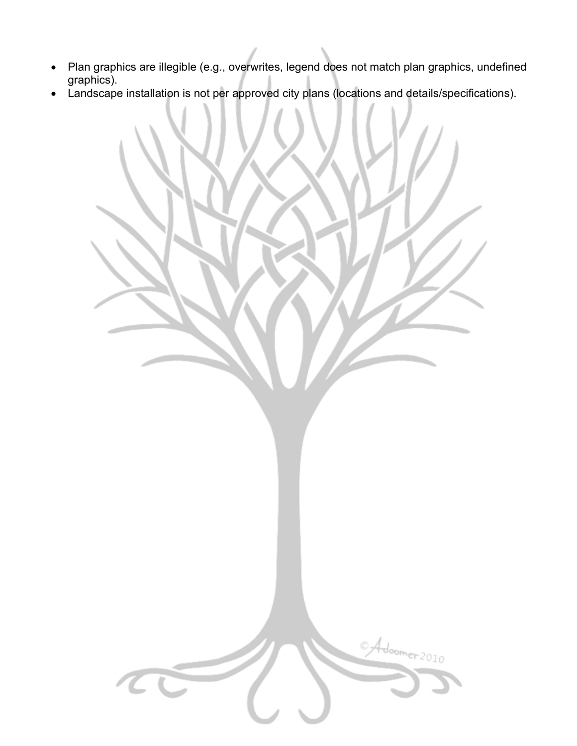- Plan graphics are illegible (e.g., overwrites, legend does not match plan graphics, undefined graphics).
- Landscape installation is not per approved city plans (locations and details/specifications).